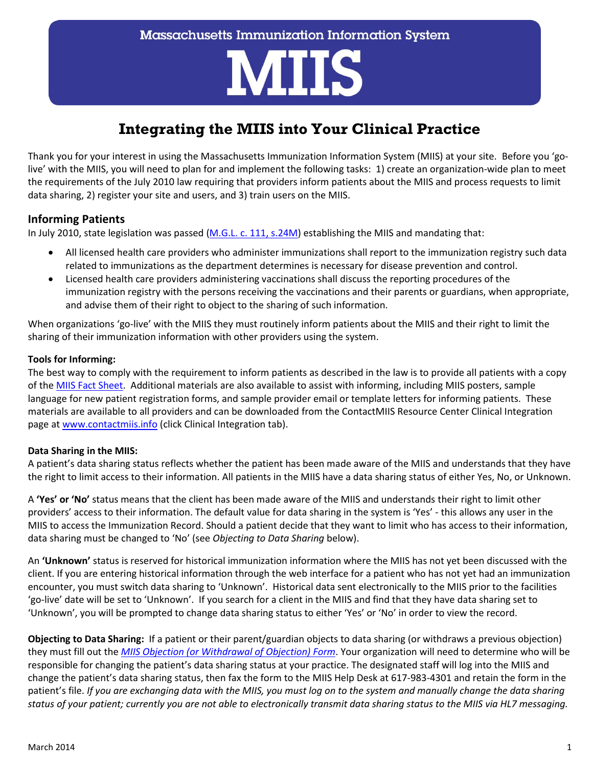Massachusetts Immunization Information System

# MIIS

## Integrating the MIIS into Your Clinical Practice

Thank you for your interest in using the Massachusetts Immunization Information System (MIIS) at your site. Before you 'go-live' with the MIIS, you will need to plan for and implement the following tasks: 1) create an organization-wide plan to meet the requirements of the July 2010 law requiring that providers inform patients about the MIIS and process requests to limit data sharing, 2) register your site and users, and 3) train users on the MIIS.

### Informing Patients

In July 2010, state legislation was passed (M.G.L. c. 111, s.24M) establishing the MIIS and mandating that:

- All licensed health care providers who administer immunizations shall report to the immunization registry such data related to immunizations as the department determines is necessary for disease prevention and control.
- Licensed health care providers administering vaccinations shall discuss the reporting procedures of the immunization registry with the persons receiving the vaccinations and their parents or guardians, when appropriate, and advise them of their right to object to the sharing of such information.

When organizations 'go-live' with the MIIS they must routinely inform patients about the MIIS and their right to limit the sharing of their immunization information with other providers using the system.

**Tools for Informing:**

The best way to comply with the requirement to inform patients as described in the law is to provide all patients with a copy of the MIIS Fact Sheet. Additional materials are also available to assist with informing, including MIIS posters, sample language for new patient registration forms, and sample provider email or template letters for informing patients. These materials are available to all providers and can be downloaded from the ContactMIIS Resource Center Clinical Integration page at www.contactmiis.info (click Clinical Integration tab).

**Data Sharing in the MIIS:**

A patient's data sharing status reflects whether the patient has been made aware of the MIIS and understands that they have the right to limit access to their information. All patients in the MIIS have a data sharing status of either Yes, No, or Unknown.

A **'Yes' or 'No'** status means that the client has been made aware of the MIIS and understands their right to limit other providers' access to their information. The default value for data sharing in the system is 'Yes' - this allows any user in the MIIS to access the Immunization Record. Should a patient decide that they want to limit who has access to their information, data sharing must be changed to 'No' (see *Objecting to Data Sharing* below).

An **'Unknown'** status is reserved for historical immunization information where the MIIS has not yet been discussed with the client. If you are entering historical information through the web interface for a patient who has not yet had an immunization encounter, you must switch data sharing to 'Unknown'. Historical data sent electronically to the MIIS prior to the facilities 'go-live' date will be set to 'Unknown'. If you search for a client in the MIIS and find that they have data sharing set to 'Unknown', you will be prompted to change data sharing status to either 'Yes' or 'No' in order to view the record.

**Objecting to Data Sharing:** If a patient or their parent/guardian objects to data sharing (or withdraws a previous objection) they must fill out the *MIIS Objection (or Withdrawal of Objection) Form*. Your organization will need to determine who will be responsible for changing the patient's data sharing status at your practice. The designated staff will log into the MIIS and change the patient's data sharing status, then fax the form to the MIIS Help Desk at 617-983-4301 and retain the form in the patient's file. *If you are exchanging data with the MIIS, you must log on to the system and manually change the data sharing status of your patient; currently you are not able to electronically transmit data sharing status to the MIIS via HL7 messaging.*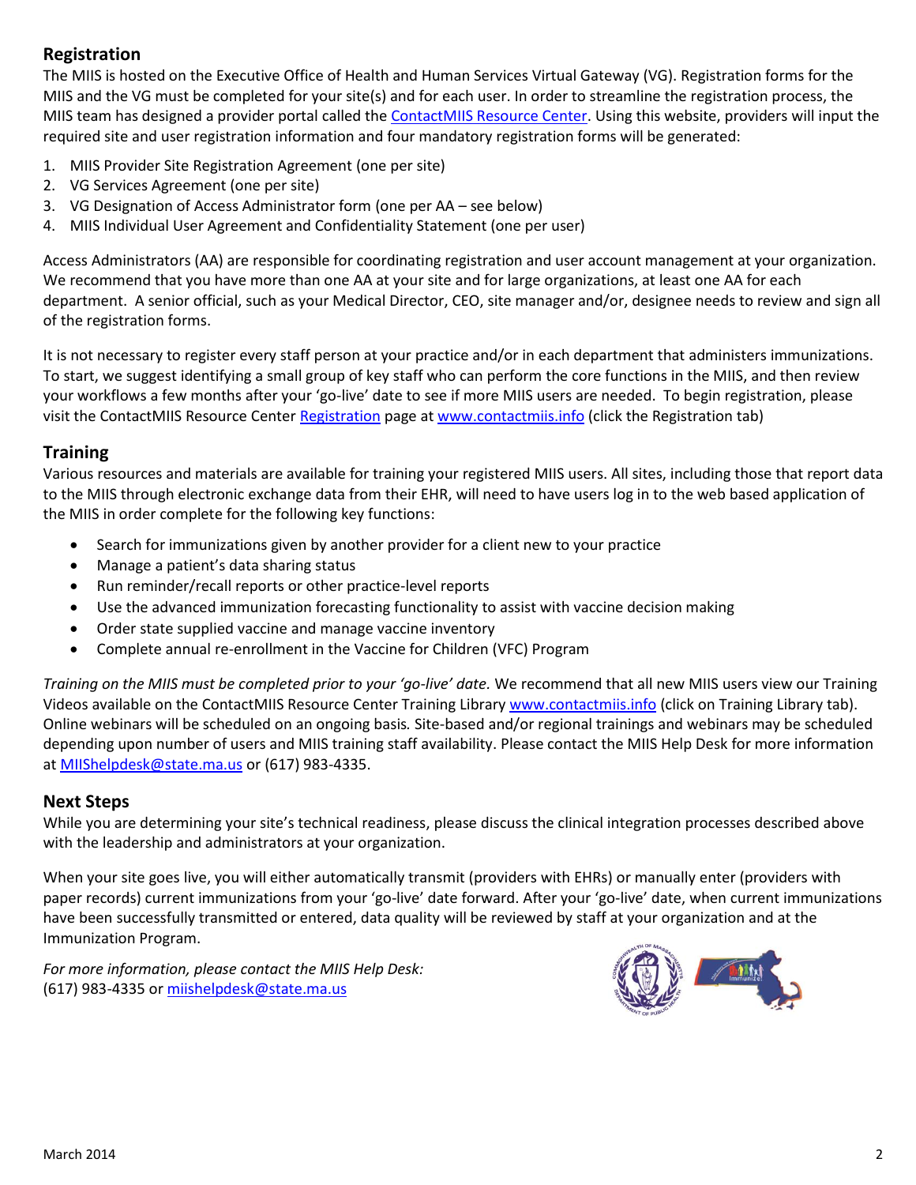## Registration

The MIIS is hosted on the Executive Office of Health and Human Services Virtual Gateway (VG). Registration forms for the MIIS and the VG must be completed for your site(s) and for each user. In order to streamline the registration process, the MIIS team has designed a provider portal called the ContactMIIS Resource Center. Using this website, providers will input the required site and user registration information and four mandatory registration forms will be generated:

1. MIIS Provider Site Registration Agreement (one per site)
2. VG Services Agreement (one per site)
3. VG Designation of Access Administrator form (one per AA – see below)
4. MIIS Individual User Agreement and Confidentiality Statement (one per user)

Access Administrators (AA) are responsible for coordinating registration and user account management at your organization. We recommend that you have more than one AA at your site and for large organizations, at least one AA for each department. A senior official, such as your Medical Director, CEO, site manager and/or, designee needs to review and sign all of the registration forms.

It is not necessary to register every staff person at your practice and/or in each department that administers immunizations. To start, we suggest identifying a small group of key staff who can perform the core functions in the MIIS, and then review your workflows a few months after your 'go-live' date to see if more MIIS users are needed. To begin registration, please visit the ContactMIIS Resource Center Registration page at www.contactmiis.info (click the Registration tab)

## Training

Various resources and materials are available for training your registered MIIS users. All sites, including those that report data to the MIIS through electronic exchange data from their EHR, will need to have users log in to the web based application of the MIIS in order complete for the following key functions:

- Search for immunizations given by another provider for a client new to your practice
- Manage a patient's data sharing status
- Run reminder/recall reports or other practice-level reports
- Use the advanced immunization forecasting functionality to assist with vaccine decision making
- Order state supplied vaccine and manage vaccine inventory
- Complete annual re-enrollment in the Vaccine for Children (VFC) Program

*Training on the MIIS must be completed prior to your 'go-live' date.* We recommend that all new MIIS users view our Training Videos available on the ContactMIIS Resource Center Training Library www.contactmiis.info (click on Training Library tab). Online webinars will be scheduled on an ongoing basis. Site-based and/or regional trainings and webinars may be scheduled depending upon number of users and MIIS training staff availability. Please contact the MIIS Help Desk for more information at MIIShelpdesk@state.ma.us or (617) 983-4335.

## Next Steps

While you are determining your site's technical readiness, please discuss the clinical integration processes described above with the leadership and administrators at your organization.

When your site goes live, you will either automatically transmit (providers with EHRs) or manually enter (providers with paper records) current immunizations from your 'go-live' date forward. After your 'go-live' date, when current immunizations have been successfully transmitted or entered, data quality will be reviewed by staff at your organization and at the Immunization Program.

*For more information, please contact the MIIS Help Desk:*
(617) 983-4335 or miishelpdesk@state.ma.us

March 2014